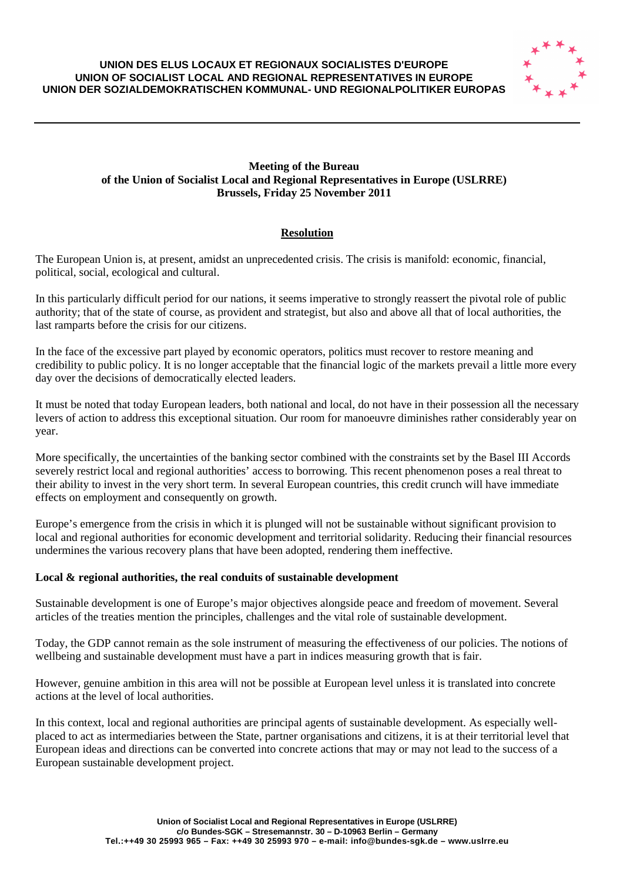**UNION DES ELUS LOCAUX ET REGIONAUX SOCIALISTES D'EUROPE**
**UNION OF SOCIALIST LOCAL AND REGIONAL REPRESENTATIVES IN EUROPE**
**UNION DER SOZIALDEMOKRATISCHEN KOMMUNAL- UND REGIONALPOLITIKER EUROPAS**

---

**Meeting of the Bureau**
**of the Union of Socialist Local and Regional Representatives in Europe (USLRRE)**
**Brussels, Friday 25 November 2011**

# Resolution

The European Union is, at present, amidst an unprecedented crisis. The crisis is manifold: economic, financial, political, social, ecological and cultural.

In this particularly difficult period for our nations, it seems imperative to strongly reassert the pivotal role of public authority; that of the state of course, as provident and strategist, but also and above all that of local authorities, the last ramparts before the crisis for our citizens.

In the face of the excessive part played by economic operators, politics must recover to restore meaning and credibility to public policy. It is no longer acceptable that the financial logic of the markets prevail a little more every day over the decisions of democratically elected leaders.

It must be noted that today European leaders, both national and local, do not have in their possession all the necessary levers of action to address this exceptional situation. Our room for manoeuvre diminishes rather considerably year on year.

More specifically, the uncertainties of the banking sector combined with the constraints set by the Basel III Accords severely restrict local and regional authorities' access to borrowing. This recent phenomenon poses a real threat to their ability to invest in the very short term. In several European countries, this credit crunch will have immediate effects on employment and consequently on growth.

Europe's emergence from the crisis in which it is plunged will not be sustainable without significant provision to local and regional authorities for economic development and territorial solidarity. Reducing their financial resources undermines the various recovery plans that have been adopted, rendering them ineffective.

## Local & regional authorities, the real conduits of sustainable development

Sustainable development is one of Europe's major objectives alongside peace and freedom of movement. Several articles of the treaties mention the principles, challenges and the vital role of sustainable development.

Today, the GDP cannot remain as the sole instrument of measuring the effectiveness of our policies. The notions of wellbeing and sustainable development must have a part in indices measuring growth that is fair.

However, genuine ambition in this area will not be possible at European level unless it is translated into concrete actions at the level of local authorities.

In this context, local and regional authorities are principal agents of sustainable development. As especially well-placed to act as intermediaries between the State, partner organisations and citizens, it is at their territorial level that European ideas and directions can be converted into concrete actions that may or may not lead to the success of a European sustainable development project.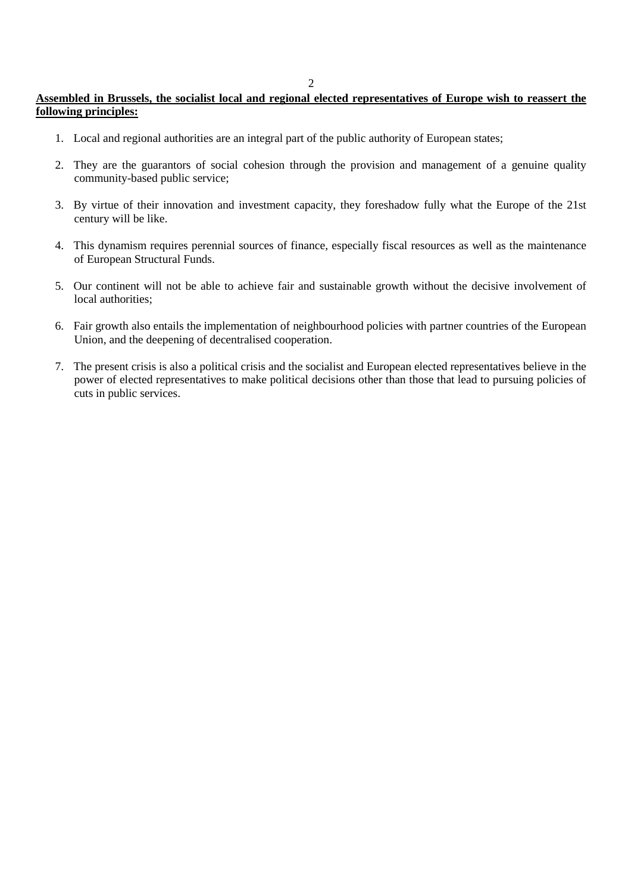**Assembled in Brussels, the socialist local and regional elected representatives of Europe wish to reassert the following principles:**

1. Local and regional authorities are an integral part of the public authority of European states;

2. They are the guarantors of social cohesion through the provision and management of a genuine quality community-based public service;

3. By virtue of their innovation and investment capacity, they foreshadow fully what the Europe of the 21st century will be like.

4. This dynamism requires perennial sources of finance, especially fiscal resources as well as the maintenance of European Structural Funds.

5. Our continent will not be able to achieve fair and sustainable growth without the decisive involvement of local authorities;

6. Fair growth also entails the implementation of neighbourhood policies with partner countries of the European Union, and the deepening of decentralised cooperation.

7. The present crisis is also a political crisis and the socialist and European elected representatives believe in the power of elected representatives to make political decisions other than those that lead to pursuing policies of cuts in public services.